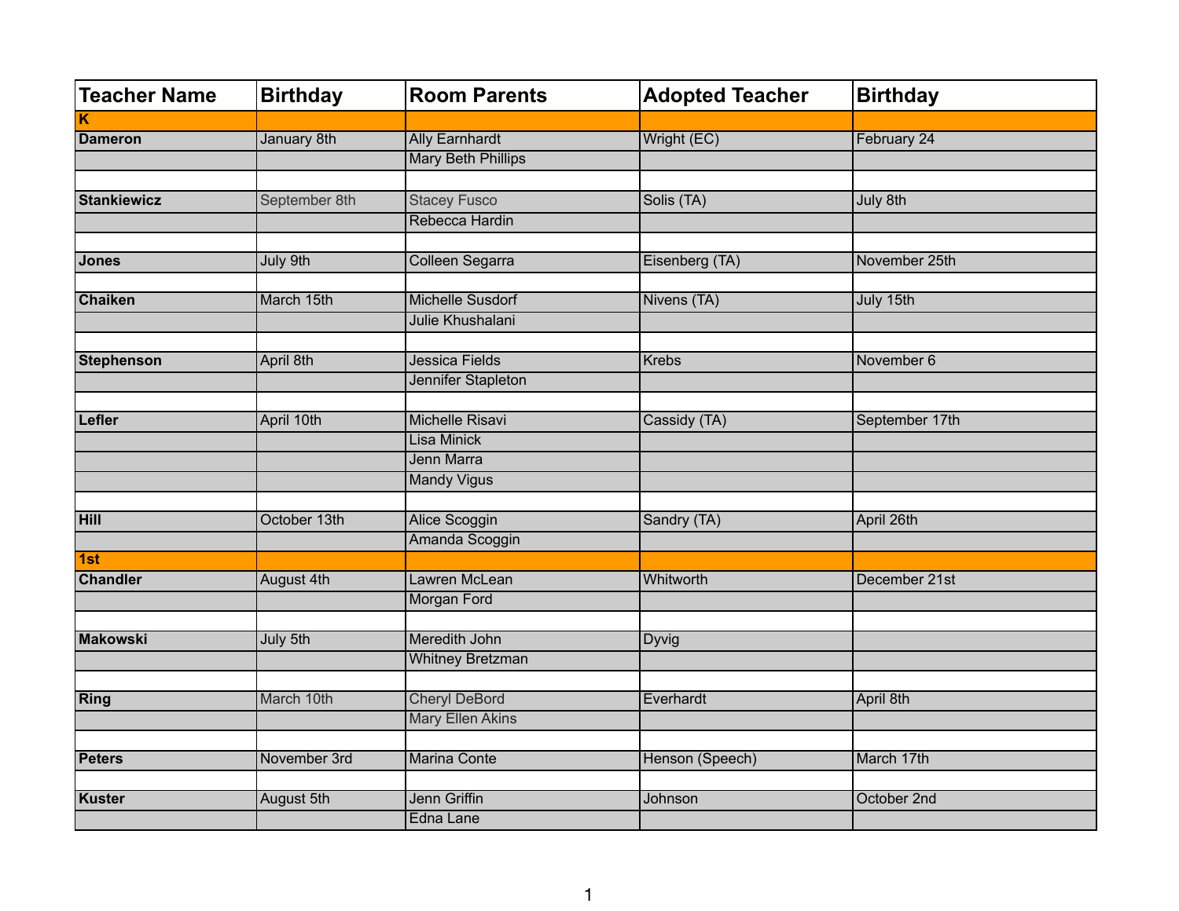| Teacher Name | Birthday | Room Parents | Adopted Teacher | Birthday |
|---|---|---|---|---|
| **K** | | | | |
| **Dameron** | January 8th | Ally Earnhardt | Wright (EC) | February 24 |
| | | Mary Beth Phillips | | |
| | | | | |
| **Stankiewicz** | September 8th | Stacey Fusco | Solis (TA) | July 8th |
| | | Rebecca Hardin | | |
| | | | | |
| **Jones** | July 9th | Colleen Segarra | Eisenberg (TA) | November 25th |
| | | | | |
| **Chaiken** | March 15th | Michelle Susdorf | Nivens (TA) | July 15th |
| | | Julie Khushalani | | |
| | | | | |
| **Stephenson** | April 8th | Jessica Fields | Krebs | November 6 |
| | | Jennifer Stapleton | | |
| | | | | |
| **Lefler** | April 10th | Michelle Risavi | Cassidy (TA) | September 17th |
| | | Lisa Minick | | |
| | | Jenn Marra | | |
| | | Mandy Vigus | | |
| | | | | |
| **Hill** | October 13th | Alice Scoggin | Sandry (TA) | April 26th |
| | | Amanda Scoggin | | |
| **1st** | | | | |
| **Chandler** | August 4th | Lawren McLean | Whitworth | December 21st |
| | | Morgan Ford | | |
| | | | | |
| **Makowski** | July 5th | Meredith John | Dyvig | |
| | | Whitney Bretzman | | |
| | | | | |
| **Ring** | March 10th | Cheryl DeBord | Everhardt | April 8th |
| | | Mary Ellen Akins | | |
| | | | | |
| **Peters** | November 3rd | Marina Conte | Henson (Speech) | March 17th |
| | | | | |
| **Kuster** | August 5th | Jenn Griffin | Johnson | October 2nd |
| | | Edna Lane | | |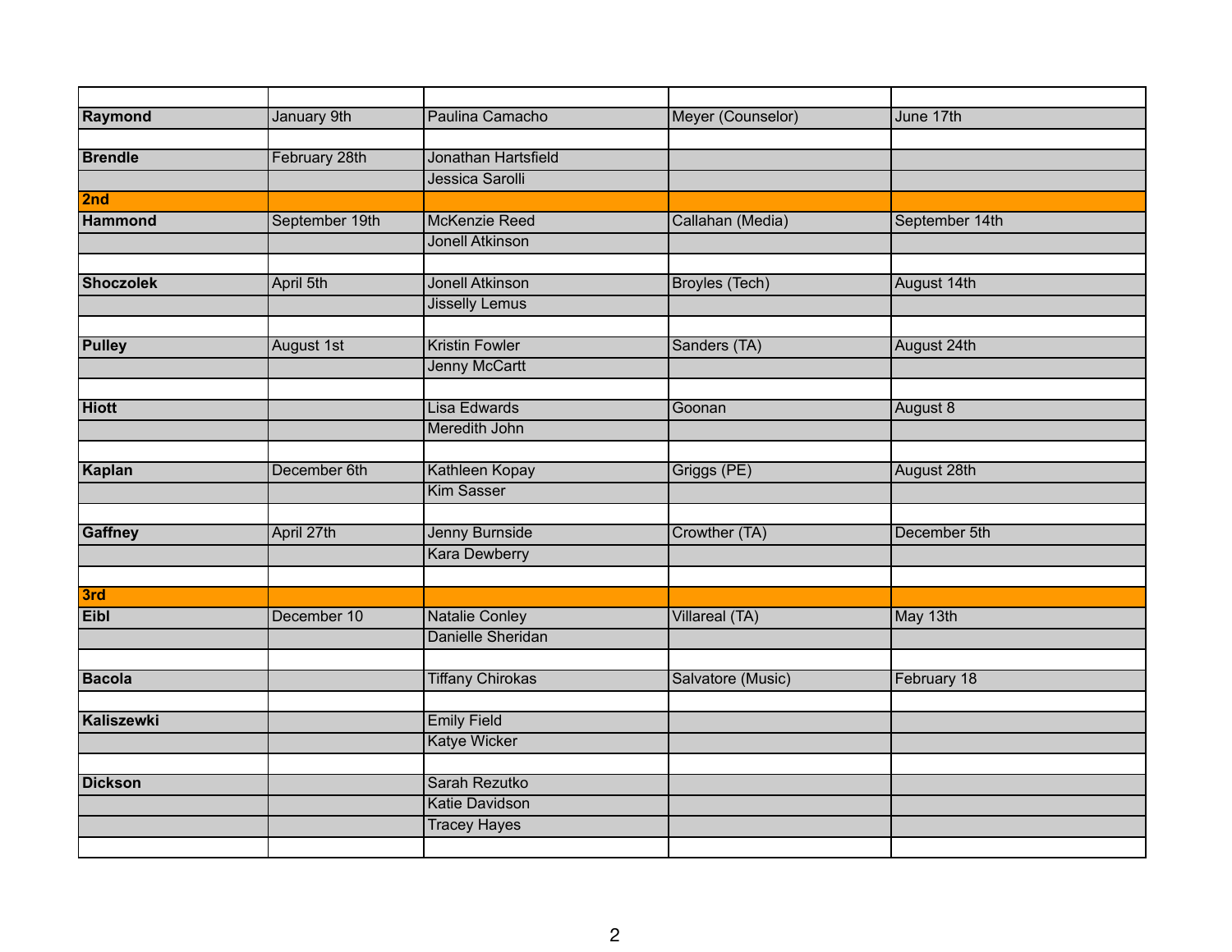| | | | | |
|---|---|---|---|---|
| **Raymond** | January 9th | Paulina Camacho | Meyer (Counselor) | June 17th |
| | | | | |
| **Brendle** | February 28th | Jonathan Hartsfield | | |
| | | Jessica Sarolli | | |
| **2nd** | | | | |
| **Hammond** | September 19th | McKenzie Reed | Callahan (Media) | September 14th |
| | | Jonell Atkinson | | |
| | | | | |
| **Shoczolek** | April 5th | Jonell Atkinson | Broyles (Tech) | August 14th |
| | | Jisselly Lemus | | |
| | | | | |
| **Pulley** | August 1st | Kristin Fowler | Sanders (TA) | August 24th |
| | | Jenny McCartt | | |
| | | | | |
| **Hiott** | | Lisa Edwards | Goonan | August 8 |
| | | Meredith John | | |
| | | | | |
| **Kaplan** | December 6th | Kathleen Kopay | Griggs (PE) | August 28th |
| | | Kim Sasser | | |
| | | | | |
| **Gaffney** | April 27th | Jenny Burnside | Crowther (TA) | December 5th |
| | | Kara Dewberry | | |
| | | | | |
| **3rd** | | | | |
| **Eibl** | December 10 | Natalie Conley | Villareal (TA) | May 13th |
| | | Danielle Sheridan | | |
| | | | | |
| **Bacola** | | Tiffany Chirokas | Salvatore (Music) | February 18 |
| | | | | |
| **Kaliszewki** | | Emily Field | | |
| | | Katye Wicker | | |
| | | | | |
| **Dickson** | | Sarah Rezutko | | |
| | | Katie Davidson | | |
| | | Tracey Hayes | | |
| | | | | |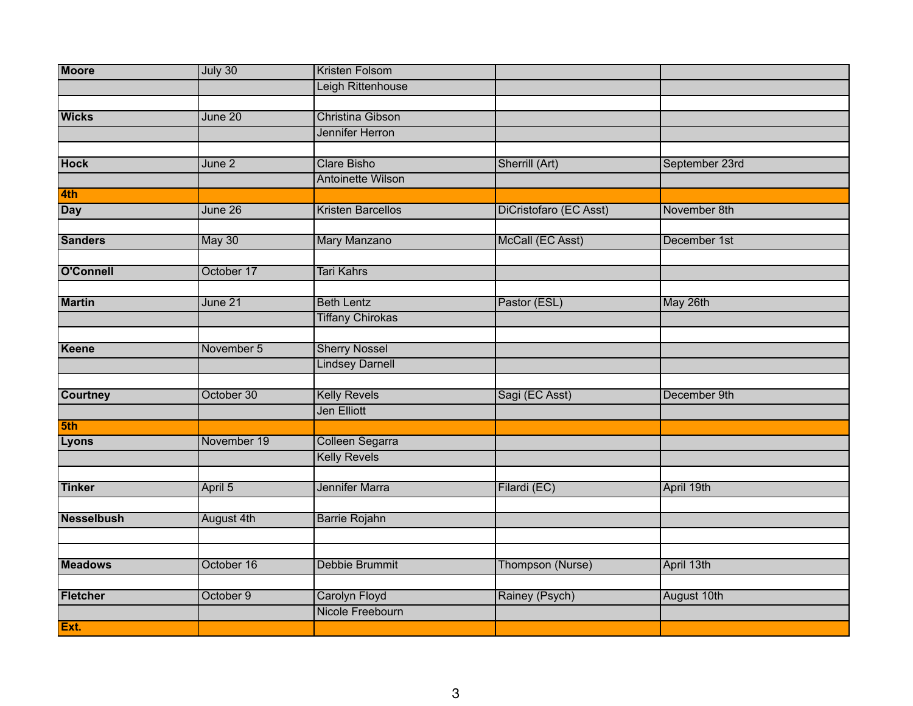| Moore | July 30 | Kristen Folsom | | |
|---|---|---|---|---|
| | | Leigh Rittenhouse | | |
| | | | | |
| **Wicks** | June 20 | Christina Gibson | | |
| | | Jennifer Herron | | |
| | | | | |
| **Hock** | June 2 | Clare Bisho | Sherrill (Art) | September 23rd |
| | | Antoinette Wilson | | |
| **4th** | | | | |
| **Day** | June 26 | Kristen Barcellos | DiCristofaro (EC Asst) | November 8th |
| | | | | |
| **Sanders** | May 30 | Mary Manzano | McCall (EC Asst) | December 1st |
| | | | | |
| **O'Connell** | October 17 | Tari Kahrs | | |
| | | | | |
| **Martin** | June 21 | Beth Lentz | Pastor (ESL) | May 26th |
| | | Tiffany Chirokas | | |
| | | | | |
| **Keene** | November 5 | Sherry Nossel | | |
| | | Lindsey Darnell | | |
| | | | | |
| **Courtney** | October 30 | Kelly Revels | Sagi (EC Asst) | December 9th |
| | | Jen Elliott | | |
| **5th** | | | | |
| **Lyons** | November 19 | Colleen Segarra | | |
| | | Kelly Revels | | |
| | | | | |
| **Tinker** | April 5 | Jennifer Marra | Filardi (EC) | April 19th |
| | | | | |
| **Nesselbush** | August 4th | Barrie Rojahn | | |
| | | | | |
| | | | | |
| **Meadows** | October 16 | Debbie Brummit | Thompson (Nurse) | April 13th |
| | | | | |
| **Fletcher** | October 9 | Carolyn Floyd | Rainey (Psych) | August 10th |
| | | Nicole Freebourn | | |
| **Ext.** | | | | |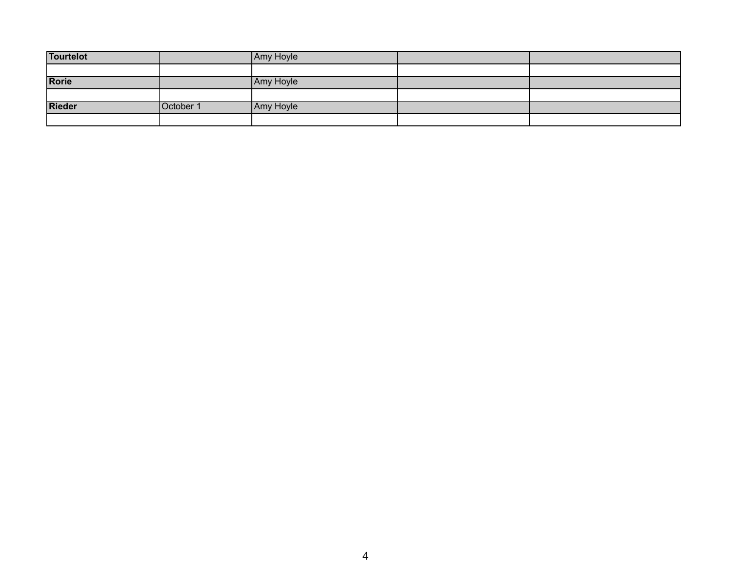| | | | | |
|---|---|---|---|---|
| **Tourtelot** | | Amy Hoyle | | |
| | | | | |
| **Rorie** | | Amy Hoyle | | |
| | | | | |
| **Rieder** | October 1 | Amy Hoyle | | |
| | | | | |